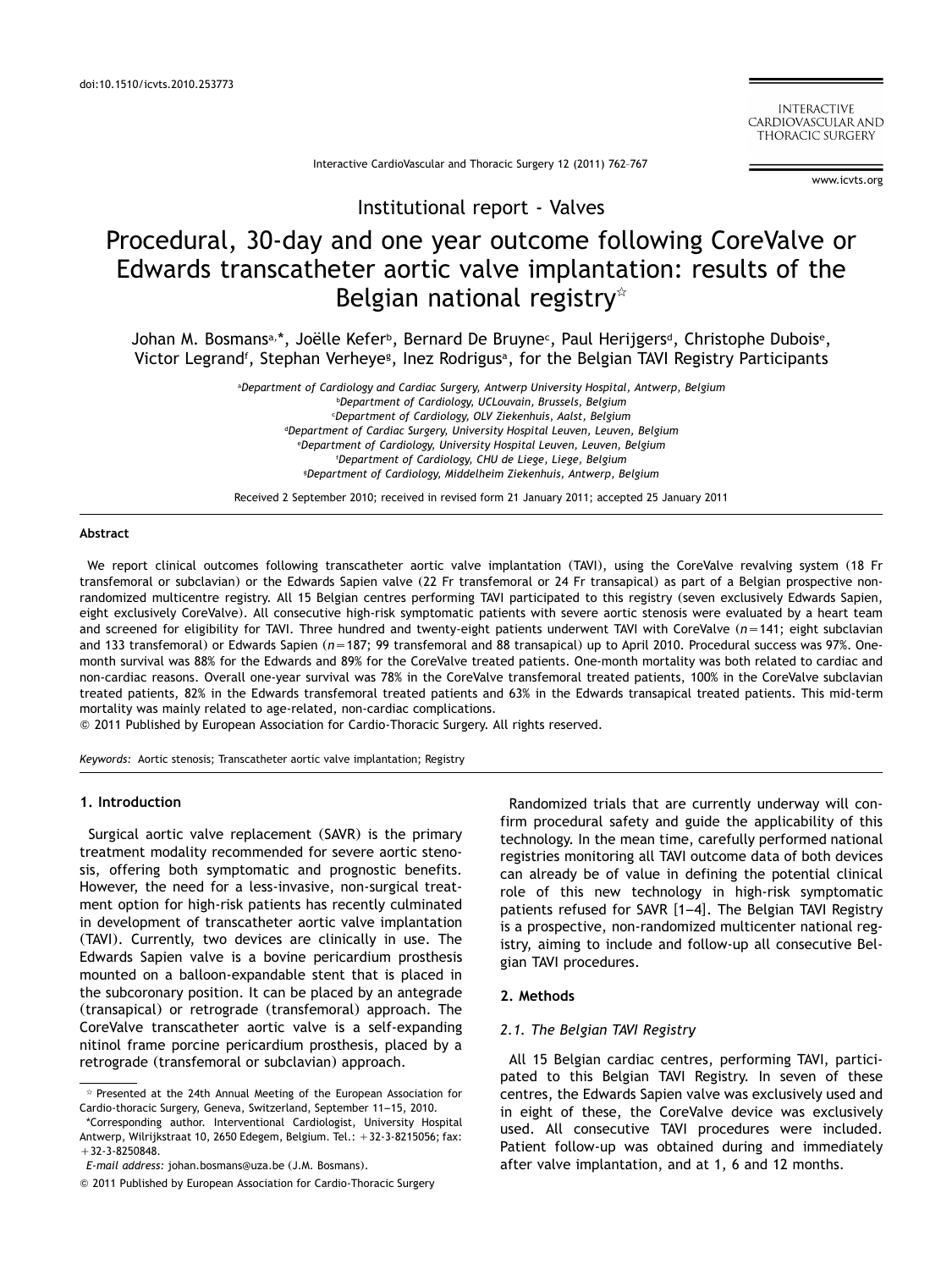doi:10.1510/icvts.2010.253773

Institutional report - Valves

# Procedural, 30-day and one year outcome following CoreValve or Edwards transcatheter aortic valve implantation: results of the Belgian national registry☆

Johan M. Bosmans[a,*], Joëlle Kefer[b], Bernard De Bruyne[c], Paul Herijgers[d], Christophe Dubois[e], Victor Legrand[f], Stephan Verheye[g], Inez Rodrigus[a], for the Belgian TAVI Registry Participants

[a]Department of Cardiology and Cardiac Surgery, Antwerp University Hospital, Antwerp, Belgium
[b]Department of Cardiology, UCLouvain, Brussels, Belgium
[c]Department of Cardiology, OLV Ziekenhuis, Aalst, Belgium
[d]Department of Cardiac Surgery, University Hospital Leuven, Leuven, Belgium
[e]Department of Cardiology, University Hospital Leuven, Leuven, Belgium
[f]Department of Cardiology, CHU de Liege, Liege, Belgium
[g]Department of Cardiology, Middelheim Ziekenhuis, Antwerp, Belgium

Received 2 September 2010; received in revised form 21 January 2011; accepted 25 January 2011

## Abstract

We report clinical outcomes following transcatheter aortic valve implantation (TAVI), using the CoreValve revalving system (18 Fr transfemoral or subclavian) or the Edwards Sapien valve (22 Fr transfemoral or 24 Fr transapical) as part of a Belgian prospective non-randomized multicentre registry. All 15 Belgian centres performing TAVI participated to this registry (seven exclusively Edwards Sapien, eight exclusively CoreValve). All consecutive high-risk symptomatic patients with severe aortic stenosis were evaluated by a heart team and screened for eligibility for TAVI. Three hundred and twenty-eight patients underwent TAVI with CoreValve ($n$=141; eight subclavian and 133 transfemoral) or Edwards Sapien ($n$=187; 99 transfemoral and 88 transapical) up to April 2010. Procedural success was 97%. One-month survival was 88% for the Edwards and 89% for the CoreValve treated patients. One-month mortality was both related to cardiac and non-cardiac reasons. Overall one-year survival was 78% in the CoreValve transfemoral treated patients, 100% in the CoreValve subclavian treated patients, 82% in the Edwards transfemoral treated patients and 63% in the Edwards transapical treated patients. This mid-term mortality was mainly related to age-related, non-cardiac complications.

© 2011 Published by European Association for Cardio-Thoracic Surgery. All rights reserved.

*Keywords:* Aortic stenosis; Transcatheter aortic valve implantation; Registry

## 1. Introduction

Surgical aortic valve replacement (SAVR) is the primary treatment modality recommended for severe aortic stenosis, offering both symptomatic and prognostic benefits. However, the need for a less-invasive, non-surgical treatment option for high-risk patients has recently culminated in development of transcatheter aortic valve implantation (TAVI). Currently, two devices are clinically in use. The Edwards Sapien valve is a bovine pericardium prosthesis mounted on a balloon-expandable stent that is placed in the subcoronary position. It can be placed by an antegrade (transapical) or retrograde (transfemoral) approach. The CoreValve transcatheter aortic valve is a self-expanding nitinol frame porcine pericardium prosthesis, placed by a retrograde (transfemoral or subclavian) approach.

Randomized trials that are currently underway will confirm procedural safety and guide the applicability of this technology. In the mean time, carefully performed national registries monitoring all TAVI outcome data of both devices can already be of value in defining the potential clinical role of this new technology in high-risk symptomatic patients refused for SAVR [1–4]. The Belgian TAVI Registry is a prospective, non-randomized multicenter national registry, aiming to include and follow-up all consecutive Belgian TAVI procedures.

## 2. Methods

### 2.1. The Belgian TAVI Registry

All 15 Belgian cardiac centres, performing TAVI, participated to this Belgian TAVI Registry. In seven of these centres, the Edwards Sapien valve was exclusively used and in eight of these, the CoreValve device was exclusively used. All consecutive TAVI procedures were included. Patient follow-up was obtained during and immediately after valve implantation, and at 1, 6 and 12 months.

☆ Presented at the 24th Annual Meeting of the European Association for Cardio-thoracic Surgery, Geneva, Switzerland, September 11–15, 2010.

*Corresponding author. Interventional Cardiologist, University Hospital Antwerp, Wilrijkstraat 10, 2650 Edegem, Belgium. Tel.: +32-3-8215056; fax: +32-3-8250848.

*E-mail address:* johan.bosmans@uza.be (J.M. Bosmans).

© 2011 Published by European Association for Cardio-Thoracic Surgery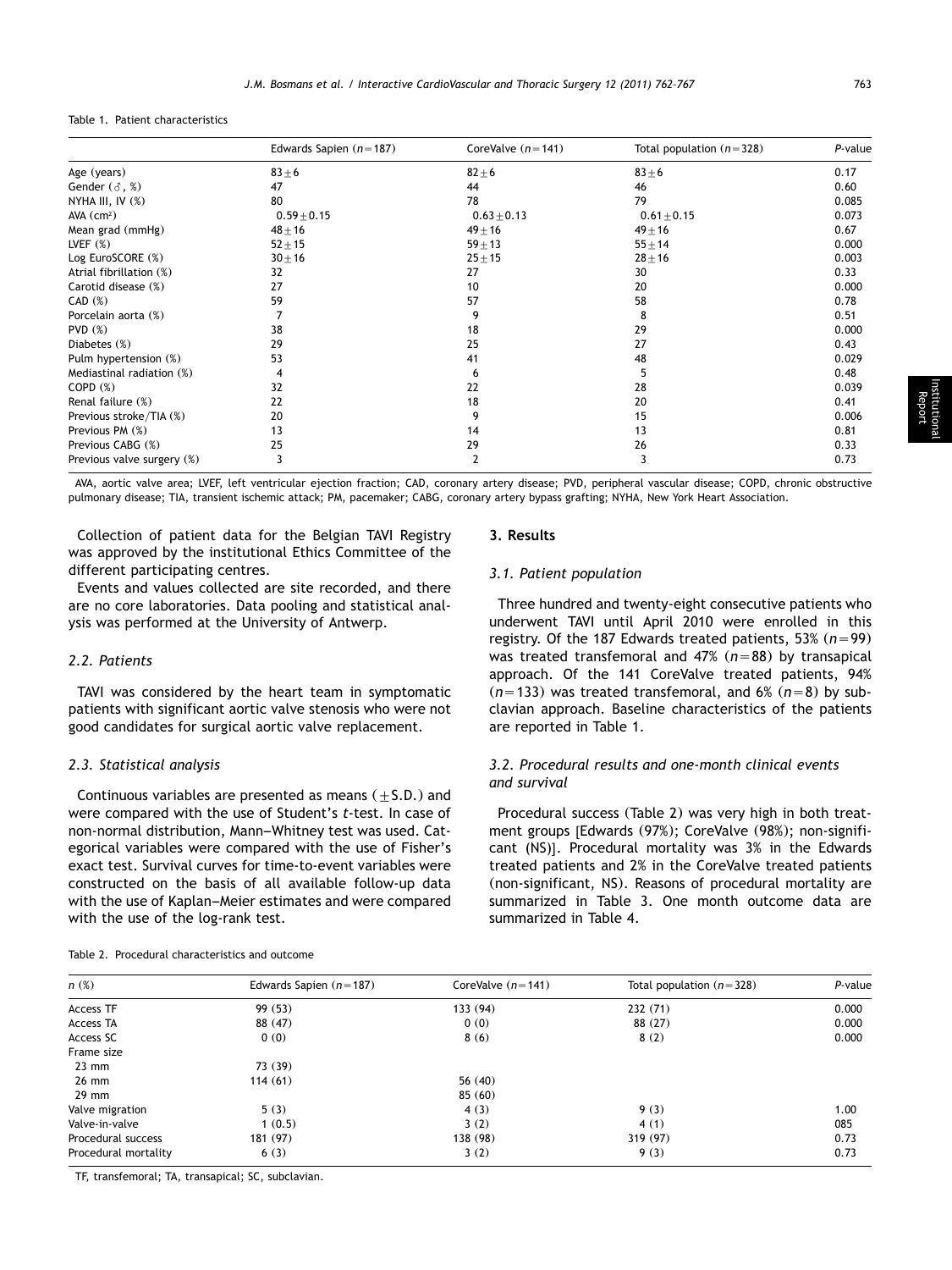Table 1. Patient characteristics

| | Edwards Sapien ($n=187$) | CoreValve ($n=141$) | Total population ($n=328$) | *P*-value |
|---|---|---|---|---|
| Age (years) | $83\pm6$ | $82\pm6$ | $83\pm6$ | 0.17 |
| Gender (♂, %) | 47 | 44 | 46 | 0.60 |
| NYHA III, IV (%) | 80 | 78 | 79 | 0.085 |
| AVA ($cm^2$) | $0.59\pm0.15$ | $0.63\pm0.13$ | $0.61\pm0.15$ | 0.073 |
| Mean grad (mmHg) | $48\pm16$ | $49\pm16$ | $49\pm16$ | 0.67 |
| LVEF (%) | $52\pm15$ | $59\pm13$ | $55\pm14$ | 0.000 |
| Log EuroSCORE (%) | $30\pm16$ | $25\pm15$ | $28\pm16$ | 0.003 |
| Atrial fibrillation (%) | 32 | 27 | 30 | 0.33 |
| Carotid disease (%) | 27 | 10 | 20 | 0.000 |
| CAD (%) | 59 | 57 | 58 | 0.78 |
| Porcelain aorta (%) | 7 | 9 | 8 | 0.51 |
| PVD (%) | 38 | 18 | 29 | 0.000 |
| Diabetes (%) | 29 | 25 | 27 | 0.43 |
| Pulm hypertension (%) | 53 | 41 | 48 | 0.029 |
| Mediastinal radiation (%) | 4 | 6 | 5 | 0.48 |
| COPD (%) | 32 | 22 | 28 | 0.039 |
| Renal failure (%) | 22 | 18 | 20 | 0.41 |
| Previous stroke/TIA (%) | 20 | 9 | 15 | 0.006 |
| Previous PM (%) | 13 | 14 | 13 | 0.81 |
| Previous CABG (%) | 25 | 29 | 26 | 0.33 |
| Previous valve surgery (%) | 3 | 2 | 3 | 0.73 |

AVA, aortic valve area; LVEF, left ventricular ejection fraction; CAD, coronary artery disease; PVD, peripheral vascular disease; COPD, chronic obstructive pulmonary disease; TIA, transient ischemic attack; PM, pacemaker; CABG, coronary artery bypass grafting; NYHA, New York Heart Association.

Collection of patient data for the Belgian TAVI Registry was approved by the institutional Ethics Committee of the different participating centres.

Events and values collected are site recorded, and there are no core laboratories. Data pooling and statistical analysis was performed at the University of Antwerp.

### *2.2. Patients*

TAVI was considered by the heart team in symptomatic patients with significant aortic valve stenosis who were not good candidates for surgical aortic valve replacement.

### *2.3. Statistical analysis*

Continuous variables are presented as means ($\pm$S.D.) and were compared with the use of Student's *t*-test. In case of non-normal distribution, Mann–Whitney test was used. Categorical variables were compared with the use of Fisher's exact test. Survival curves for time-to-event variables were constructed on the basis of all available follow-up data with the use of Kaplan–Meier estimates and were compared with the use of the log-rank test.

## 3. Results

### *3.1. Patient population*

Three hundred and twenty-eight consecutive patients who underwent TAVI until April 2010 were enrolled in this registry. Of the 187 Edwards treated patients, 53% ($n=99$) was treated transfemoral and 47% ($n=88$) by transapical approach. Of the 141 CoreValve treated patients, 94% ($n=133$) was treated transfemoral, and 6% ($n=8$) by subclavian approach. Baseline characteristics of the patients are reported in Table 1.

### *3.2. Procedural results and one-month clinical events and survival*

Procedural success (Table 2) was very high in both treatment groups [Edwards (97%); CoreValve (98%); non-significant (NS)]. Procedural mortality was 3% in the Edwards treated patients and 2% in the CoreValve treated patients (non-significant, NS). Reasons of procedural mortality are summarized in Table 3. One month outcome data are summarized in Table 4.

Table 2. Procedural characteristics and outcome

| *n* (%) | Edwards Sapien ($n=187$) | CoreValve ($n=141$) | Total population ($n=328$) | *P*-value |
|---|---|---|---|---|
| Access TF | 99 (53) | 133 (94) | 232 (71) | 0.000 |
| Access TA | 88 (47) | 0 (0) | 88 (27) | 0.000 |
| Access SC | 0 (0) | 8 (6) | 8 (2) | 0.000 |
| Frame size | | | | |
| 23 mm | 73 (39) | | | |
| 26 mm | 114 (61) | 56 (40) | | |
| 29 mm | | 85 (60) | | |
| Valve migration | 5 (3) | 4 (3) | 9 (3) | 1.00 |
| Valve-in-valve | 1 (0.5) | 3 (2) | 4 (1) | 085 |
| Procedural success | 181 (97) | 138 (98) | 319 (97) | 0.73 |
| Procedural mortality | 6 (3) | 3 (2) | 9 (3) | 0.73 |

TF, transfemoral; TA, transapical; SC, subclavian.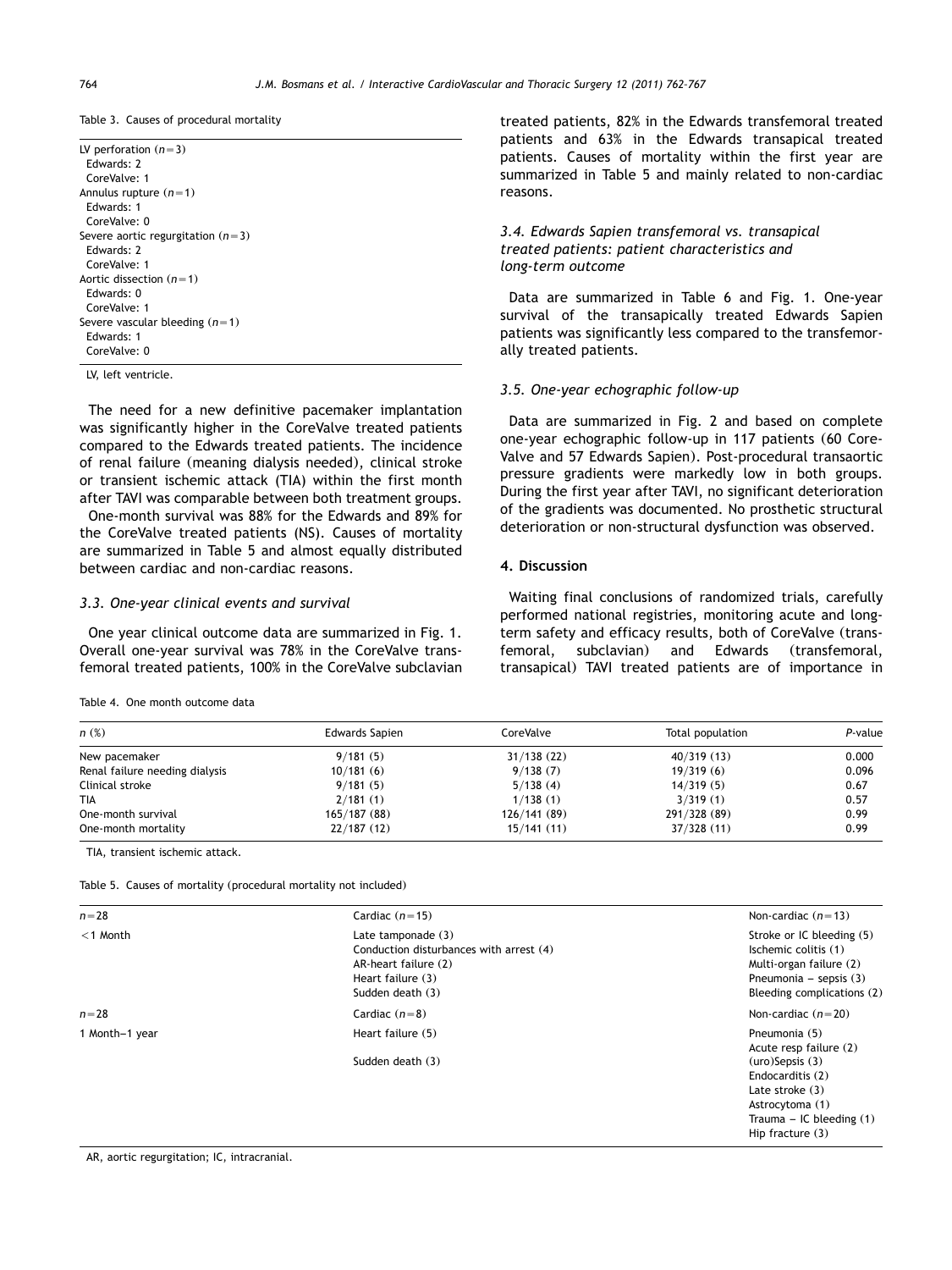Table 3. Causes of procedural mortality

| |
|---|
| LV perforation ($n=3$) |
| Edwards: 2 |
| CoreValve: 1 |
| Annulus rupture ($n=1$) |
| Edwards: 1 |
| CoreValve: 0 |
| Severe aortic regurgitation ($n=3$) |
| Edwards: 2 |
| CoreValve: 1 |
| Aortic dissection ($n=1$) |
| Edwards: 0 |
| CoreValve: 1 |
| Severe vascular bleeding ($n=1$) |
| Edwards: 1 |
| CoreValve: 0 |

LV, left ventricle.

The need for a new definitive pacemaker implantation was significantly higher in the CoreValve treated patients compared to the Edwards treated patients. The incidence of renal failure (meaning dialysis needed), clinical stroke or transient ischemic attack (TIA) within the first month after TAVI was comparable between both treatment groups.

One-month survival was 88% for the Edwards and 89% for the CoreValve treated patients (NS). Causes of mortality are summarized in Table 5 and almost equally distributed between cardiac and non-cardiac reasons.

### 3.3. One-year clinical events and survival

One year clinical outcome data are summarized in Fig. 1. Overall one-year survival was 78% in the CoreValve transfemoral treated patients, 100% in the CoreValve subclavian treated patients, 82% in the Edwards transfemoral treated patients and 63% in the Edwards transapical treated patients. Causes of mortality within the first year are summarized in Table 5 and mainly related to non-cardiac reasons.

### 3.4. Edwards Sapien transfemoral vs. transapical treated patients: patient characteristics and long-term outcome

Data are summarized in Table 6 and Fig. 1. One-year survival of the transapically treated Edwards Sapien patients was significantly less compared to the transfemorally treated patients.

### 3.5. One-year echographic follow-up

Data are summarized in Fig. 2 and based on complete one-year echographic follow-up in 117 patients (60 CoreValve and 57 Edwards Sapien). Post-procedural transaortic pressure gradients were markedly low in both groups. During the first year after TAVI, no significant deterioration of the gradients was documented. No prosthetic structural deterioration or non-structural dysfunction was observed.

## 4. Discussion

Waiting final conclusions of randomized trials, carefully performed national registries, monitoring acute and long-term safety and efficacy results, both of CoreValve (transfemoral, subclavian) and Edwards (transfemoral, transapical) TAVI treated patients are of importance in

Table 4. One month outcome data

| $n$ (%) | Edwards Sapien | CoreValve | Total population | $P$-value |
|---|---|---|---|---|
| New pacemaker | 9/181 (5) | 31/138 (22) | 40/319 (13) | 0.000 |
| Renal failure needing dialysis | 10/181 (6) | 9/138 (7) | 19/319 (6) | 0.096 |
| Clinical stroke | 9/181 (5) | 5/138 (4) | 14/319 (5) | 0.67 |
| TIA | 2/181 (1) | 1/138 (1) | 3/319 (1) | 0.57 |
| One-month survival | 165/187 (88) | 126/141 (89) | 291/328 (89) | 0.99 |
| One-month mortality | 22/187 (12) | 15/141 (11) | 37/328 (11) | 0.99 |

TIA, transient ischemic attack.

Table 5. Causes of mortality (procedural mortality not included)

| $n=28$ | Cardiac ($n=15$) | Non-cardiac ($n=13$) |
|---|---|---|
| <1 Month | Late tamponade (3)<br>Conduction disturbances with arrest (4)<br>AR-heart failure (2)<br>Heart failure (3)<br>Sudden death (3) | Stroke or IC bleeding (5)<br>Ischemic colitis (1)<br>Multi-organ failure (2)<br>Pneumonia – sepsis (3)<br>Bleeding complications (2) |
| $n=28$ | Cardiac ($n=8$) | Non-cardiac ($n=20$) |
| 1 Month–1 year | Heart failure (5)<br>Sudden death (3) | Pneumonia (5)<br>Acute resp failure (2)<br>(uro)Sepsis (3)<br>Endocarditis (2)<br>Late stroke (3)<br>Astrocytoma (1)<br>Trauma – IC bleeding (1)<br>Hip fracture (3) |

AR, aortic regurgitation; IC, intracranial.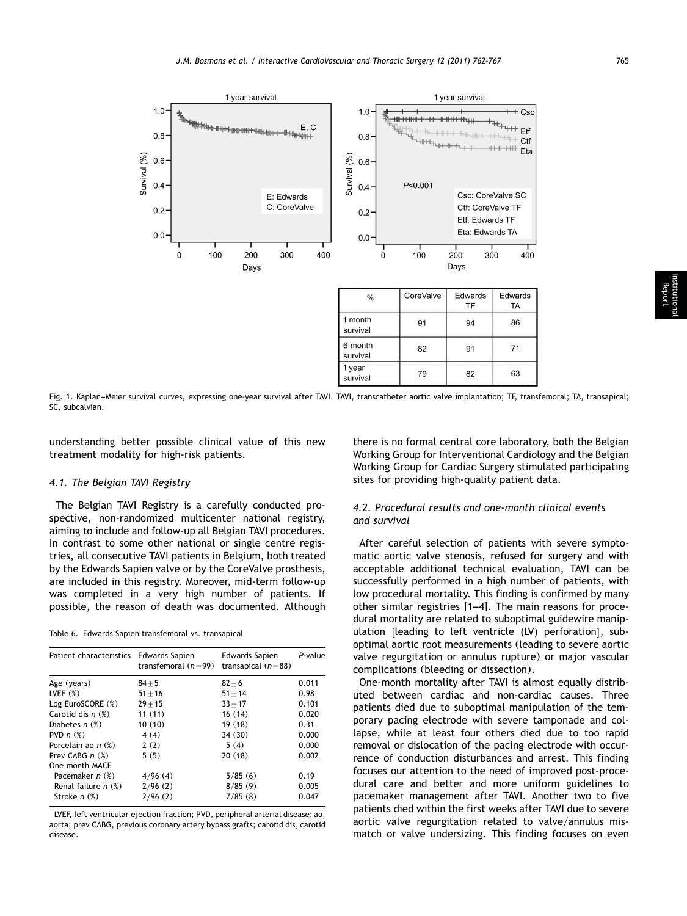| % | CoreValve | Edwards TF | Edwards TA |
|---|---|---|---|
| 1 month survival | 91 | 94 | 86 |
| 6 month survival | 82 | 91 | 71 |
| 1 year survival | 79 | 82 | 63 |

Fig. 1. Kaplan–Meier survival curves, expressing one-year survival after TAVI. TAVI, transcatheter aortic valve implantation; TF, transfemoral; TA, transapical; SC, subcalvian.

understanding better possible clinical value of this new treatment modality for high-risk patients.

### 4.1. The Belgian TAVI Registry

The Belgian TAVI Registry is a carefully conducted prospective, non-randomized multicenter national registry, aiming to include and follow-up all Belgian TAVI procedures. In contrast to some other national or single centre registries, all consecutive TAVI patients in Belgium, both treated by the Edwards Sapien valve or by the CoreValve prosthesis, are included in this registry. Moreover, mid-term follow-up was completed in a very high number of patients. If possible, the reason of death was documented. Although there is no formal central core laboratory, both the Belgian Working Group for Interventional Cardiology and the Belgian Working Group for Cardiac Surgery stimulated participating sites for providing high-quality patient data.

Table 6. Edwards Sapien transfemoral vs. transapical

| Patient characteristics | Edwards Sapien transfemoral ($n$=99) | Edwards Sapien transapical ($n$=88) | $P$-value |
|---|---|---|---|
| Age (years) | $84\pm5$ | $82\pm6$ | 0.011 |
| LVEF (%) | $51\pm16$ | $51\pm14$ | 0.98 |
| Log EuroSCORE (%) | $29\pm15$ | $33\pm17$ | 0.101 |
| Carotid dis $n$ (%) | 11 (11) | 16 (14) | 0.020 |
| Diabetes $n$ (%) | 10 (10) | 19 (18) | 0.31 |
| PVD $n$ (%) | 4 (4) | 34 (30) | 0.000 |
| Porcelain ao $n$ (%) | 2 (2) | 5 (4) | 0.000 |
| Prev CABG $n$ (%) | 5 (5) | 20 (18) | 0.002 |
| One month MACE | | | |
| Pacemaker $n$ (%) | 4/96 (4) | 5/85 (6) | 0.19 |
| Renal failure $n$ (%) | 2/96 (2) | 8/85 (9) | 0.005 |
| Stroke $n$ (%) | 2/96 (2) | 7/85 (8) | 0.047 |

LVEF, left ventricular ejection fraction; PVD, peripheral arterial disease; ao, aorta; prev CABG, previous coronary artery bypass grafts; carotid dis, carotid disease.

### 4.2. Procedural results and one-month clinical events and survival

After careful selection of patients with severe symptomatic aortic valve stenosis, refused for surgery and with acceptable additional technical evaluation, TAVI can be successfully performed in a high number of patients, with low procedural mortality. This finding is confirmed by many other similar registries [1–4]. The main reasons for procedural mortality are related to suboptimal guidewire manipulation [leading to left ventricle (LV) perforation], suboptimal aortic root measurements (leading to severe aortic valve regurgitation or annulus rupture) or major vascular complications (bleeding or dissection).

One-month mortality after TAVI is almost equally distributed between cardiac and non-cardiac causes. Three patients died due to suboptimal manipulation of the temporary pacing electrode with severe tamponade and collapse, while at least four others died due to too rapid removal or dislocation of the pacing electrode with occurrence of conduction disturbances and arrest. This finding focuses our attention to the need of improved post-procedural care and better and more uniform guidelines to pacemaker management after TAVI. Another two to five patients died within the first weeks after TAVI due to severe aortic valve regurgitation related to valve/annulus mismatch or valve undersizing. This finding focuses on even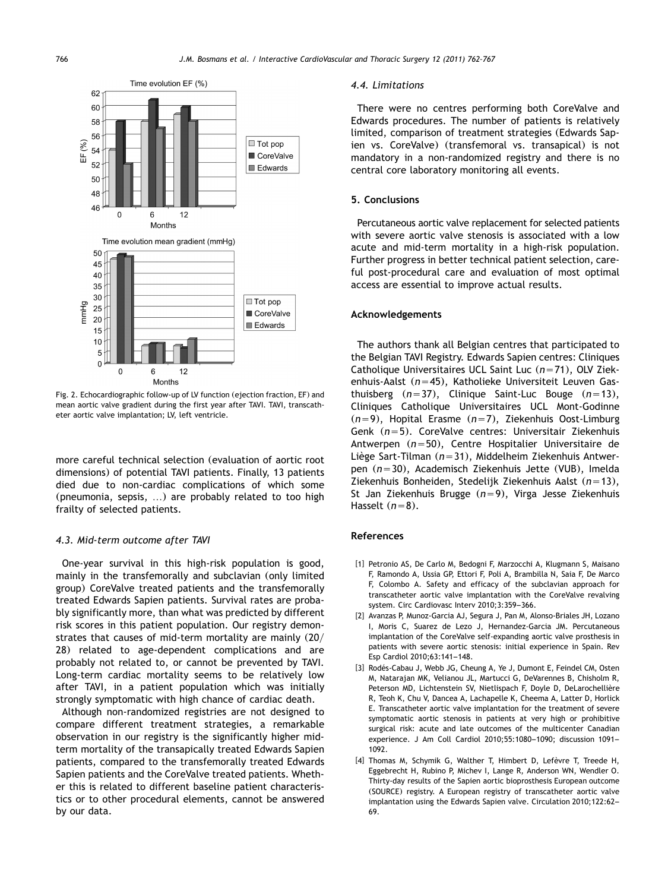Fig. 2. Echocardiographic follow-up of LV function (ejection fraction, EF) and mean aortic valve gradient during the first year after TAVI. TAVI, transcatheter aortic valve implantation; LV, left ventricle.

more careful technical selection (evaluation of aortic root dimensions) of potential TAVI patients. Finally, 13 patients died due to non-cardiac complications of which some (pneumonia, sepsis, …) are probably related to too high frailty of selected patients.

### *4.3. Mid-term outcome after TAVI*

One-year survival in this high-risk population is good, mainly in the transfemorally and subclavian (only limited group) CoreValve treated patients and the transfemorally treated Edwards Sapien patients. Survival rates are probably significantly more, than what was predicted by different risk scores in this patient population. Our registry demonstrates that causes of mid-term mortality are mainly (20/28) related to age-dependent complications and are probably not related to, or cannot be prevented by TAVI. Long-term cardiac mortality seems to be relatively low after TAVI, in a patient population which was initially strongly symptomatic with high chance of cardiac death.

Although non-randomized registries are not designed to compare different treatment strategies, a remarkable observation in our registry is the significantly higher mid-term mortality of the transapically treated Edwards Sapien patients, compared to the transfemorally treated Edwards Sapien patients and the CoreValve treated patients. Whether this is related to different baseline patient characteristics or to other procedural elements, cannot be answered by our data.

### *4.4. Limitations*

There were no centres performing both CoreValve and Edwards procedures. The number of patients is relatively limited, comparison of treatment strategies (Edwards Sapien vs. CoreValve) (transfemoral vs. transapical) is not mandatory in a non-randomized registry and there is no central core laboratory monitoring all events.

## 5. Conclusions

Percutaneous aortic valve replacement for selected patients with severe aortic valve stenosis is associated with a low acute and mid-term mortality in a high-risk population. Further progress in better technical patient selection, careful post-procedural care and evaluation of most optimal access are essential to improve actual results.

## Acknowledgements

The authors thank all Belgian centres that participated to the Belgian TAVI Registry. Edwards Sapien centres: Cliniques Catholique Universitaires UCL Saint Luc ($n=71$), OLV Ziekenhuis-Aalst ($n=45$), Katholieke Universiteit Leuven Gasthuisberg ($n=37$), Clinique Saint-Luc Bouge ($n=13$), Cliniques Catholique Universitaires UCL Mont-Godinne ($n=9$), Hopital Erasme ($n=7$), Ziekenhuis Oost-Limburg Genk ($n=5$). CoreValve centres: Universitair Ziekenhuis Antwerpen ($n=50$), Centre Hospitalier Universitaire de Liège Sart-Tilman ($n=31$), Middelheim Ziekenhuis Antwerpen ($n=30$), Academisch Ziekenhuis Jette (VUB), Imelda Ziekenhuis Bonheiden, Stedelijk Ziekenhuis Aalst ($n=13$), St Jan Ziekenhuis Brugge ($n=9$), Virga Jesse Ziekenhuis Hasselt ($n=8$).

## References

[1] Petronio AS, De Carlo M, Bedogni F, Marzocchi A, Klugmann S, Maisano F, Ramondo A, Ussia GP, Ettori F, Poli A, Brambilla N, Saia F, De Marco F, Colombo A. Safety and efficacy of the subclavian approach for transcatheter aortic valve implantation with the CoreValve revalving system. Circ Cardiovasc Interv 2010;3:359–366.

[2] Avanzas P, Munoz-Garcia AJ, Segura J, Pan M, Alonso-Briales JH, Lozano I, Moris C, Suarez de Lezo J, Hernandez-Garcia JM. Percutaneous implantation of the CoreValve self-expanding aortic valve prosthesis in patients with severe aortic stenosis: initial experience in Spain. Rev Esp Cardiol 2010;63:141–148.

[3] Rodés-Cabau J, Webb JG, Cheung A, Ye J, Dumont E, Feindel CM, Osten M, Natarajan MK, Velianou JL, Martucci G, DeVarennes B, Chisholm R, Peterson MD, Lichtenstein SV, Nietlispach F, Doyle D, DeLarochellière R, Teoh K, Chu V, Dancea A, Lachapelle K, Cheema A, Latter D, Horlick E. Transcatheter aortic valve implantation for the treatment of severe symptomatic aortic stenosis in patients at very high or prohibitive surgical risk: acute and late outcomes of the multicenter Canadian experience. J Am Coll Cardiol 2010;55:1080–1090; discussion 1091–1092.

[4] Thomas M, Schymik G, Walther T, Himbert D, Lefèvre T, Treede H, Eggebrecht H, Rubino P, Michev I, Lange R, Anderson WN, Wendler O. Thirty-day results of the Sapien aortic bioprosthesis European outcome (SOURCE) registry. A European registry of transcatheter aortic valve implantation using the Edwards Sapien valve. Circulation 2010;122:62–69.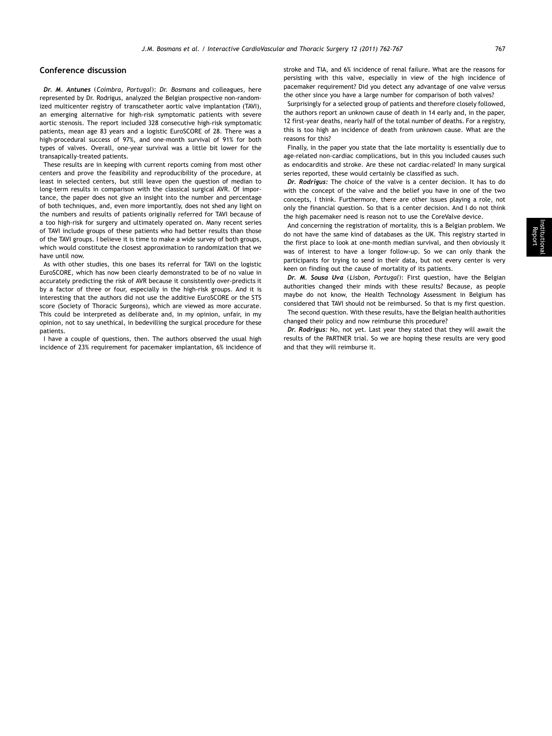## Conference discussion

***Dr. M. Antunes*** (*Coimbra, Portugal*): *Dr. Bosmans* and colleagues, here represented by Dr. Rodrigus, analyzed the Belgian prospective non-randomized multicenter registry of transcatheter aortic valve implantation (TAVI), an emerging alternative for high-risk symptomatic patients with severe aortic stenosis. The report included 328 consecutive high-risk symptomatic patients, mean age 83 years and a logistic EuroSCORE of 28. There was a high-procedural success of 97%, and one-month survival of 91% for both types of valves. Overall, one-year survival was a little bit lower for the transapically-treated patients.

These results are in keeping with current reports coming from most other centers and prove the feasibility and reproducibility of the procedure, at least in selected centers, but still leave open the question of median to long-term results in comparison with the classical surgical AVR. Of importance, the paper does not give an insight into the number and percentage of both techniques, and, even more importantly, does not shed any light on the numbers and results of patients originally referred for TAVI because of a too high-risk for surgery and ultimately operated on. Many recent series of TAVI include groups of these patients who had better results than those of the TAVI groups. I believe it is time to make a wide survey of both groups, which would constitute the closest approximation to randomization that we have until now.

As with other studies, this one bases its referral for TAVI on the logistic EuroSCORE, which has now been clearly demonstrated to be of no value in accurately predicting the risk of AVR because it consistently over-predicts it by a factor of three or four, especially in the high-risk groups. And it is interesting that the authors did not use the additive EuroSCORE or the STS score (Society of Thoracic Surgeons), which are viewed as more accurate. This could be interpreted as deliberate and, in my opinion, unfair, in my opinion, not to say unethical, in bedevilling the surgical procedure for these patients.

I have a couple of questions, then. The authors observed the usual high incidence of 23% requirement for pacemaker implantation, 6% incidence of stroke and TIA, and 6% incidence of renal failure. What are the reasons for persisting with this valve, especially in view of the high incidence of pacemaker requirement? Did you detect any advantage of one valve versus the other since you have a large number for comparison of both valves?

Surprisingly for a selected group of patients and therefore closely followed, the authors report an unknown cause of death in 14 early and, in the paper, 12 first-year deaths, nearly half of the total number of deaths. For a registry, this is too high an incidence of death from unknown cause. What are the reasons for this?

Finally, in the paper you state that the late mortality is essentially due to age-related non-cardiac complications, but in this you included causes such as endocarditis and stroke. Are these not cardiac-related? In many surgical series reported, these would certainly be classified as such.

***Dr. Rodrigus:*** The choice of the valve is a center decision. It has to do with the concept of the valve and the belief you have in one of the two concepts, I think. Furthermore, there are other issues playing a role, not only the financial question. So that is a center decision. And I do not think the high pacemaker need is reason not to use the CoreValve device.

And concerning the registration of mortality, this is a Belgian problem. We do not have the same kind of databases as the UK. This registry started in the first place to look at one-month median survival, and then obviously it was of interest to have a longer follow-up. So we can only thank the participants for trying to send in their data, but not every center is very keen on finding out the cause of mortality of its patients.

***Dr. M. Sousa Uva*** (*Lisbon, Portugal*): First question, have the Belgian authorities changed their minds with these results? Because, as people maybe do not know, the Health Technology Assessment in Belgium has considered that TAVI should not be reimbursed. So that is my first question.

The second question. With these results, have the Belgian health authorities changed their policy and now reimburse this procedure?

***Dr. Rodrigus:*** No, not yet. Last year they stated that they will await the results of the PARTNER trial. So we are hoping these results are very good and that they will reimburse it.